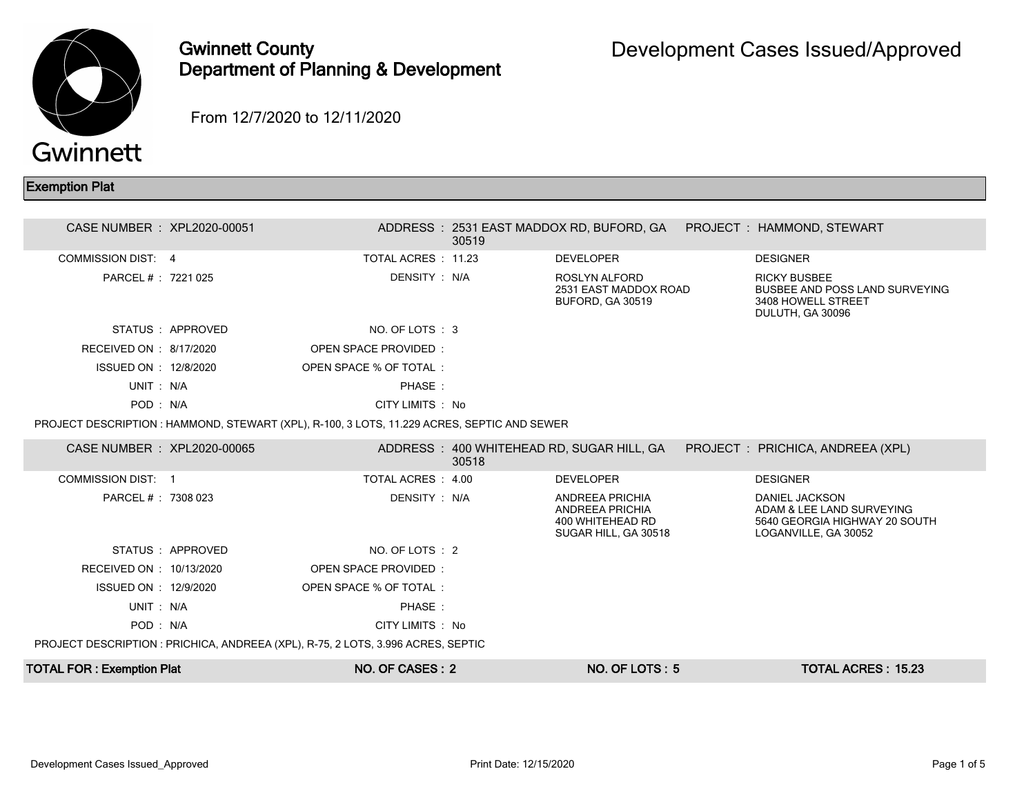# Gwinnett County Department of Planning & Development

# Development Cases Issued/Approved

From 12/7/2020 to 12/11/2020

## Exemption Plat

| | | | | | |
|---|---|---|---|---|---|
| CASE NUMBER : | XPL2020-00051 | ADDRESS : | 2531 EAST MADDOX RD, BUFORD, GA 30519 | PROJECT : | HAMMOND, STEWART |
| COMMISSION DIST: | 4 | TOTAL ACRES : | 11.23 | DEVELOPER | DESIGNER |
| PARCEL # : | 7221 025 | DENSITY : | N/A | ROSLYN ALFORD<br>2531 EAST MADDOX ROAD<br>BUFORD, GA 30519 | RICKY BUSBEE<br>BUSBEE AND POSS LAND SURVEYING<br>3408 HOWELL STREET<br>DULUTH, GA 30096 |
| STATUS : | APPROVED | NO. OF LOTS : | 3 | | |
| RECEIVED ON : | 8/17/2020 | OPEN SPACE PROVIDED : | | | |
| ISSUED ON : | 12/8/2020 | OPEN SPACE % OF TOTAL : | | | |
| UNIT : | N/A | PHASE : | | | |
| POD : | N/A | CITY LIMITS : | No | | |

PROJECT DESCRIPTION : HAMMOND, STEWART (XPL), R-100, 3 LOTS, 11.229 ACRES, SEPTIC AND SEWER

| | | | | | |
|---|---|---|---|---|---|
| CASE NUMBER : | XPL2020-00065 | ADDRESS : | 400 WHITEHEAD RD, SUGAR HILL, GA 30518 | PROJECT : | PRICHICA, ANDREEA (XPL) |
| COMMISSION DIST: | 1 | TOTAL ACRES : | 4.00 | DEVELOPER | DESIGNER |
| PARCEL # : | 7308 023 | DENSITY : | N/A | ANDREEA PRICHIA<br>ANDREEA PRICHIA<br>400 WHITEHEAD RD<br>SUGAR HILL, GA 30518 | DANIEL JACKSON<br>ADAM & LEE LAND SURVEYING<br>5640 GEORGIA HIGHWAY 20 SOUTH<br>LOGANVILLE, GA 30052 |
| STATUS : | APPROVED | NO. OF LOTS : | 2 | | |
| RECEIVED ON : | 10/13/2020 | OPEN SPACE PROVIDED : | | | |
| ISSUED ON : | 12/9/2020 | OPEN SPACE % OF TOTAL : | | | |
| UNIT : | N/A | PHASE : | | | |
| POD : | N/A | CITY LIMITS : | No | | |

PROJECT DESCRIPTION : PRICHICA, ANDREEA (XPL), R-75, 2 LOTS, 3.996 ACRES, SEPTIC

| TOTAL FOR : Exemption Plat | NO. OF CASES : 2 | NO. OF LOTS : 5 | TOTAL ACRES : 15.23 |
|---|---|---|---|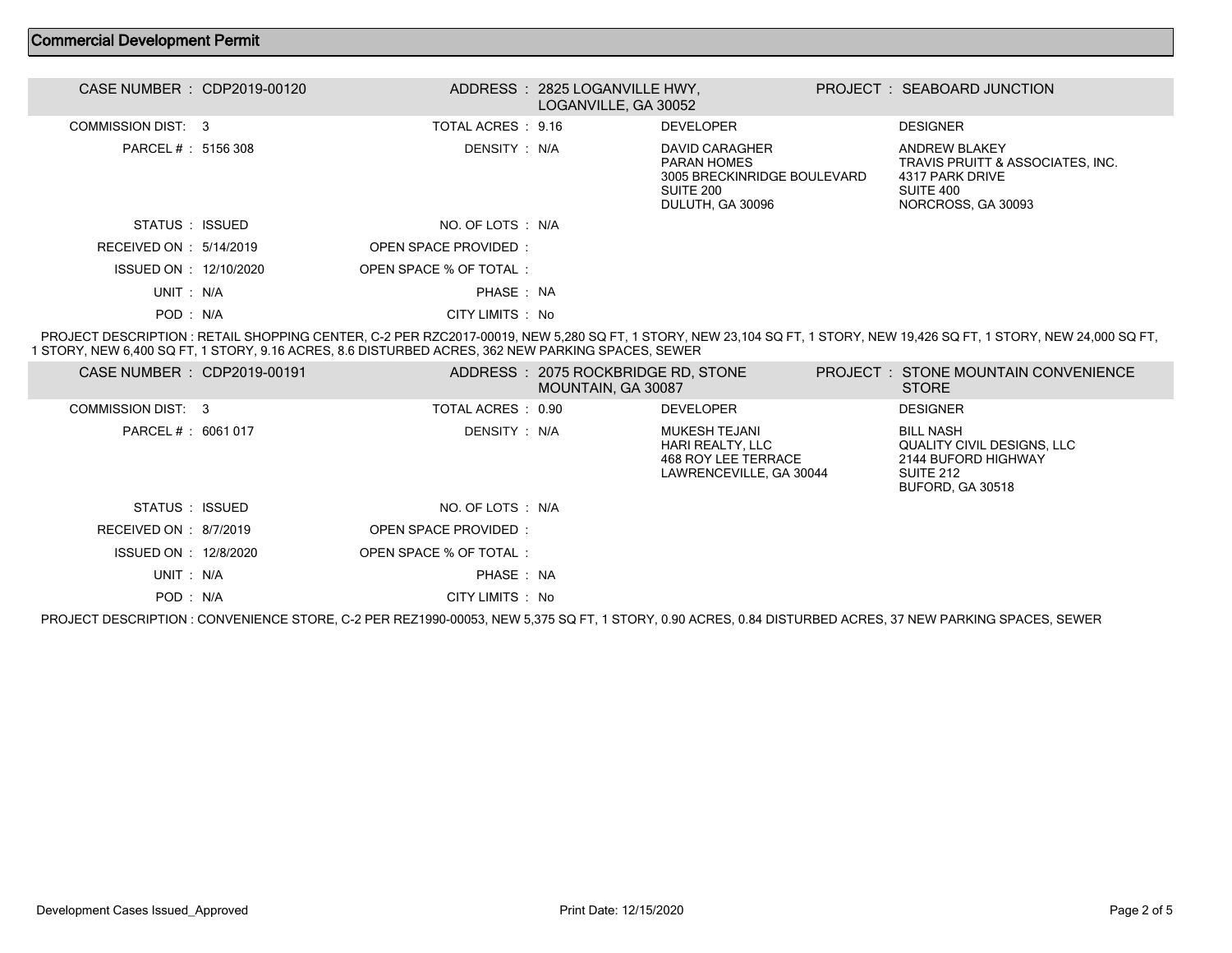## Commercial Development Permit

**CASE NUMBER :** CDP2019-00120
**ADDRESS :** 2825 LOGANVILLE HWY, LOGANVILLE, GA 30052
**PROJECT :** SEABOARD JUNCTION

| | | | |
|---|---|---|---|
| COMMISSION DIST: 3 | TOTAL ACRES : 9.16 | DEVELOPER | DESIGNER |
| PARCEL # : 5156 308 | DENSITY : N/A | DAVID CARAGHER<br>PARAN HOMES<br>3005 BRECKINRIDGE BOULEVARD<br>SUITE 200<br>DULUTH, GA 30096 | ANDREW BLAKEY<br>TRAVIS PRUITT & ASSOCIATES, INC.<br>4317 PARK DRIVE<br>SUITE 400<br>NORCROSS, GA 30093 |
| STATUS : ISSUED | NO. OF LOTS : N/A | | |
| RECEIVED ON : 5/14/2019 | OPEN SPACE PROVIDED : | | |
| ISSUED ON : 12/10/2020 | OPEN SPACE % OF TOTAL : | | |
| UNIT : N/A | PHASE : NA | | |
| POD : N/A | CITY LIMITS : No | | |

PROJECT DESCRIPTION : RETAIL SHOPPING CENTER, C-2 PER RZC2017-00019, NEW 5,280 SQ FT, 1 STORY, NEW 23,104 SQ FT, 1 STORY, NEW 19,426 SQ FT, 1 STORY, NEW 24,000 SQ FT, 1 STORY, NEW 6,400 SQ FT, 1 STORY, 9.16 ACRES, 8.6 DISTURBED ACRES, 362 NEW PARKING SPACES, SEWER

**CASE NUMBER :** CDP2019-00191
**ADDRESS :** 2075 ROCKBRIDGE RD, STONE MOUNTAIN, GA 30087
**PROJECT :** STONE MOUNTAIN CONVENIENCE STORE

| | | | |
|---|---|---|---|
| COMMISSION DIST: 3 | TOTAL ACRES : 0.90 | DEVELOPER | DESIGNER |
| PARCEL # : 6061 017 | DENSITY : N/A | MUKESH TEJANI<br>HARI REALTY, LLC<br>468 ROY LEE TERRACE<br>LAWRENCEVILLE, GA 30044 | BILL NASH<br>QUALITY CIVIL DESIGNS, LLC<br>2144 BUFORD HIGHWAY<br>SUITE 212<br>BUFORD, GA 30518 |
| STATUS : ISSUED | NO. OF LOTS : N/A | | |
| RECEIVED ON : 8/7/2019 | OPEN SPACE PROVIDED : | | |
| ISSUED ON : 12/8/2020 | OPEN SPACE % OF TOTAL : | | |
| UNIT : N/A | PHASE : NA | | |
| POD : N/A | CITY LIMITS : No | | |

PROJECT DESCRIPTION : CONVENIENCE STORE, C-2 PER REZ1990-00053, NEW 5,375 SQ FT, 1 STORY, 0.90 ACRES, 0.84 DISTURBED ACRES, 37 NEW PARKING SPACES, SEWER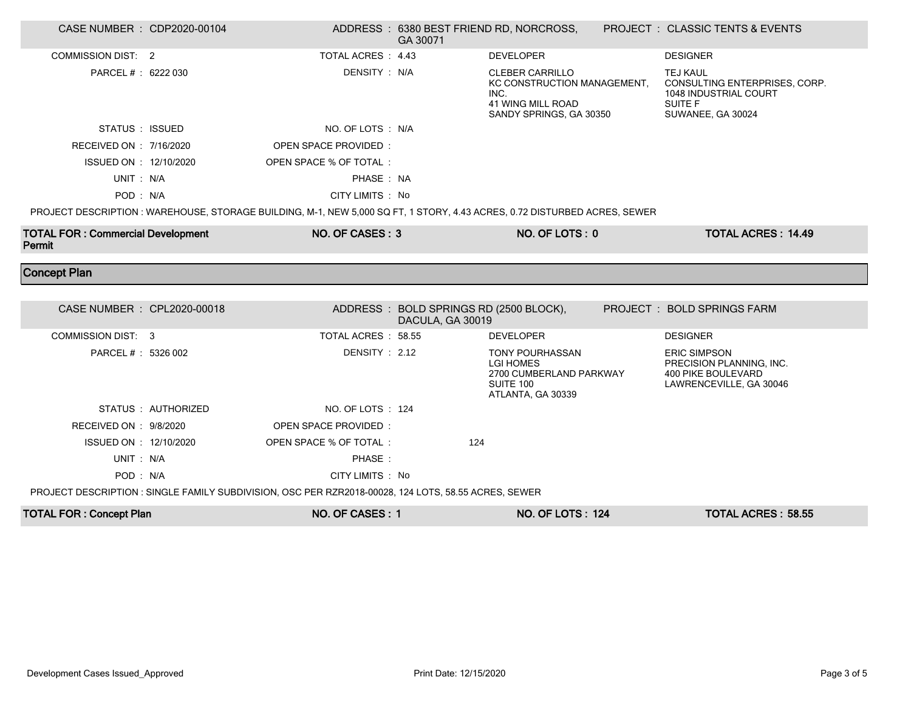| | | | |
|---|---|---|---|
| CASE NUMBER : CDP2020-00104 | ADDRESS : 6380 BEST FRIEND RD, NORCROSS, GA 30071 | | PROJECT : CLASSIC TENTS & EVENTS |
| COMMISSION DIST: 2 | TOTAL ACRES : 4.43 | DEVELOPER | DESIGNER |
| PARCEL # : 6222 030 | DENSITY : N/A | CLEBER CARRILLO<br>KC CONSTRUCTION MANAGEMENT, INC.<br>41 WING MILL ROAD<br>SANDY SPRINGS, GA 30350 | TEJ KAUL<br>CONSULTING ENTERPRISES, CORP.<br>1048 INDUSTRIAL COURT<br>SUITE F<br>SUWANEE, GA 30024 |
| STATUS : ISSUED | NO. OF LOTS : N/A | | |
| RECEIVED ON : 7/16/2020 | OPEN SPACE PROVIDED : | | |
| ISSUED ON : 12/10/2020 | OPEN SPACE % OF TOTAL : | | |
| UNIT : N/A | PHASE : NA | | |
| POD : N/A | CITY LIMITS : No | | |

PROJECT DESCRIPTION : WAREHOUSE, STORAGE BUILDING, M-1, NEW 5,000 SQ FT, 1 STORY, 4.43 ACRES, 0.72 DISTURBED ACRES, SEWER

| TOTAL FOR : Commercial Development Permit | NO. OF CASES : 3 | NO. OF LOTS : 0 | TOTAL ACRES : 14.49 |
|---|---|---|---|

## Concept Plan

| | | | |
|---|---|---|---|
| CASE NUMBER : CPL2020-00018 | ADDRESS : BOLD SPRINGS RD (2500 BLOCK), DACULA, GA 30019 | | PROJECT : BOLD SPRINGS FARM |
| COMMISSION DIST: 3 | TOTAL ACRES : 58.55 | DEVELOPER | DESIGNER |
| PARCEL # : 5326 002 | DENSITY : 2.12 | TONY POURHASSAN<br>LGI HOMES<br>2700 CUMBERLAND PARKWAY<br>SUITE 100<br>ATLANTA, GA 30339 | ERIC SIMPSON<br>PRECISION PLANNING, INC.<br>400 PIKE BOULEVARD<br>LAWRENCEVILLE, GA 30046 |
| STATUS : AUTHORIZED | NO. OF LOTS : 124 | | |
| RECEIVED ON : 9/8/2020 | OPEN SPACE PROVIDED : | | |
| ISSUED ON : 12/10/2020 | OPEN SPACE % OF TOTAL : 124 | | |
| UNIT : N/A | PHASE : | | |
| POD : N/A | CITY LIMITS : No | | |

PROJECT DESCRIPTION : SINGLE FAMILY SUBDIVISION, OSC PER RZR2018-00028, 124 LOTS, 58.55 ACRES, SEWER

| TOTAL FOR : Concept Plan | NO. OF CASES : 1 | NO. OF LOTS : 124 | TOTAL ACRES : 58.55 |
|---|---|---|---|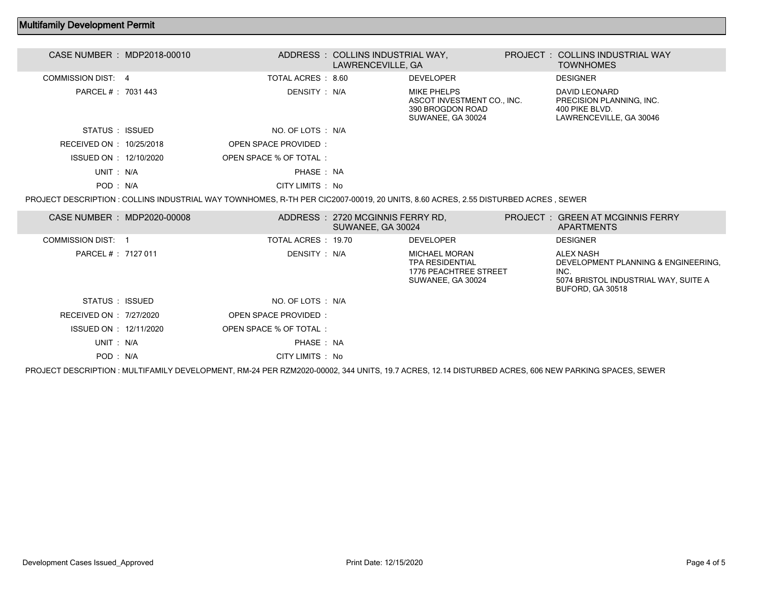## Multifamily Development Permit

| CASE NUMBER : MDP2018-00010 | | ADDRESS : COLLINS INDUSTRIAL WAY, LAWRENCEVILLE, GA | PROJECT : COLLINS INDUSTRIAL WAY TOWNHOMES |
|---|---|---|---|
| COMMISSION DIST: 4 | TOTAL ACRES : 8.60 | DEVELOPER | DESIGNER |
| PARCEL # : 7031 443 | DENSITY : N/A | MIKE PHELPS<br>ASCOT INVESTMENT CO., INC.<br>390 BROGDON ROAD<br>SUWANEE, GA 30024 | DAVID LEONARD<br>PRECISION PLANNING, INC.<br>400 PIKE BLVD.<br>LAWRENCEVILLE, GA 30046 |
| STATUS : ISSUED | NO. OF LOTS : N/A | | |
| RECEIVED ON : 10/25/2018 | OPEN SPACE PROVIDED : | | |
| ISSUED ON : 12/10/2020 | OPEN SPACE % OF TOTAL : | | |
| UNIT : N/A | PHASE : NA | | |
| POD : N/A | CITY LIMITS : No | | |

PROJECT DESCRIPTION : COLLINS INDUSTRIAL WAY TOWNHOMES, R-TH PER CIC2007-00019, 20 UNITS, 8.60 ACRES, 2.55 DISTURBED ACRES , SEWER

| CASE NUMBER : MDP2020-00008 | | ADDRESS : 2720 MCGINNIS FERRY RD, SUWANEE, GA 30024 | PROJECT : GREEN AT MCGINNIS FERRY APARTMENTS |
|---|---|---|---|
| COMMISSION DIST: 1 | TOTAL ACRES : 19.70 | DEVELOPER | DESIGNER |
| PARCEL # : 7127 011 | DENSITY : N/A | MICHAEL MORAN<br>TPA RESIDENTIAL<br>1776 PEACHTREE STREET<br>SUWANEE, GA 30024 | ALEX NASH<br>DEVELOPMENT PLANNING & ENGINEERING, INC.<br>5074 BRISTOL INDUSTRIAL WAY, SUITE A<br>BUFORD, GA 30518 |
| STATUS : ISSUED | NO. OF LOTS : N/A | | |
| RECEIVED ON : 7/27/2020 | OPEN SPACE PROVIDED : | | |
| ISSUED ON : 12/11/2020 | OPEN SPACE % OF TOTAL : | | |
| UNIT : N/A | PHASE : NA | | |
| POD : N/A | CITY LIMITS : No | | |

PROJECT DESCRIPTION : MULTIFAMILY DEVELOPMENT, RM-24 PER RZM2020-00002, 344 UNITS, 19.7 ACRES, 12.14 DISTURBED ACRES, 606 NEW PARKING SPACES, SEWER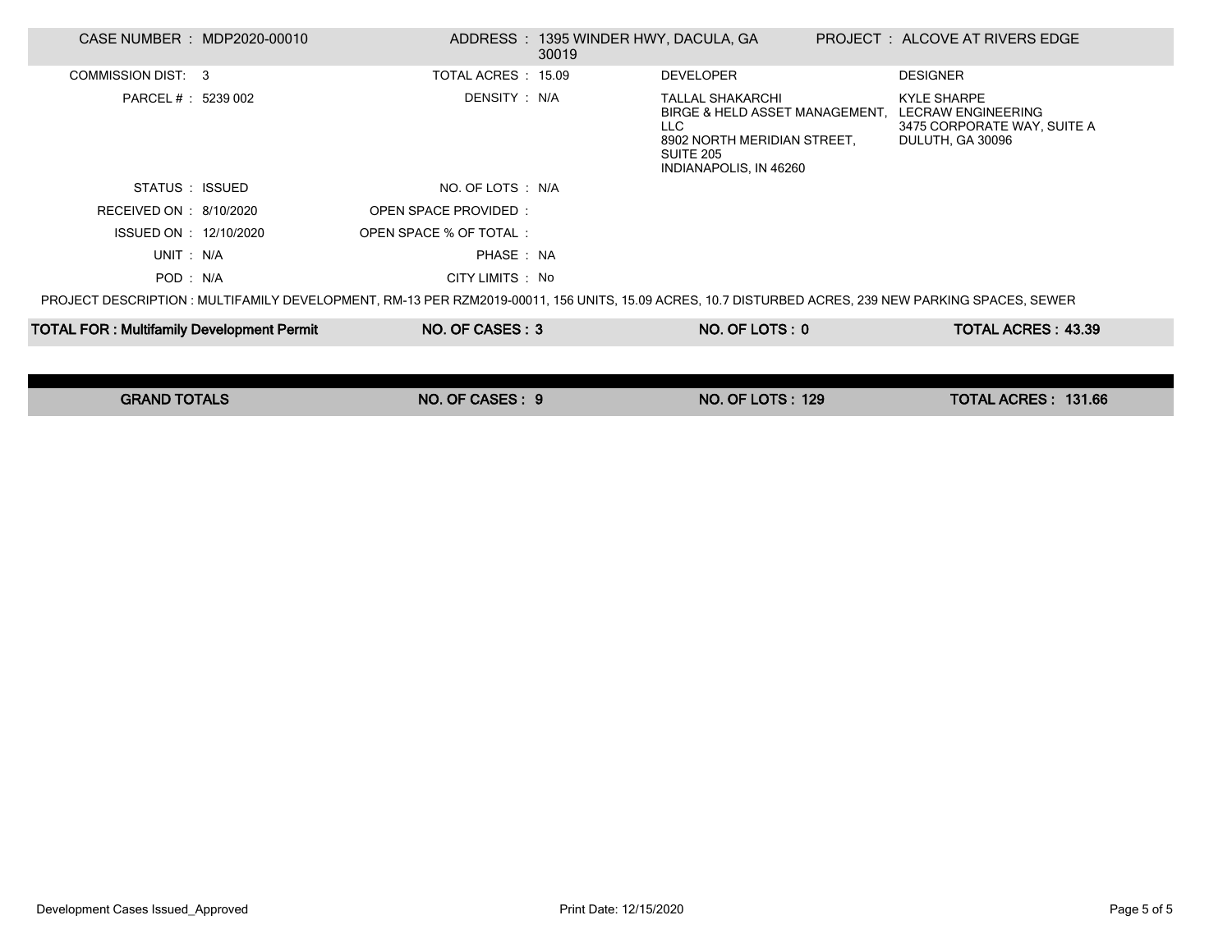| CASE NUMBER : MDP2020-00010 | ADDRESS : 1395 WINDER HWY, DACULA, GA 30019 | PROJECT : ALCOVE AT RIVERS EDGE | |
|---|---|---|---|
| COMMISSION DIST: 3 | TOTAL ACRES : 15.09 | DEVELOPER | DESIGNER |
| PARCEL # : 5239 002 | DENSITY : N/A | TALLAL SHAKARCHI<br>BIRGE & HELD ASSET MANAGEMENT, LLC<br>8902 NORTH MERIDIAN STREET, SUITE 205<br>INDIANAPOLIS, IN 46260 | KYLE SHARPE<br>LECRAW ENGINEERING<br>3475 CORPORATE WAY, SUITE A<br>DULUTH, GA 30096 |
| STATUS : ISSUED | NO. OF LOTS : N/A | | |
| RECEIVED ON : 8/10/2020 | OPEN SPACE PROVIDED : | | |
| ISSUED ON : 12/10/2020 | OPEN SPACE % OF TOTAL : | | |
| UNIT : N/A | PHASE : NA | | |
| POD : N/A | CITY LIMITS : No | | |

PROJECT DESCRIPTION : MULTIFAMILY DEVELOPMENT, RM-13 PER RZM2019-00011, 156 UNITS, 15.09 ACRES, 10.7 DISTURBED ACRES, 239 NEW PARKING SPACES, SEWER

| **TOTAL FOR : Multifamily Development Permit** | **NO. OF CASES : 3** | **NO. OF LOTS : 0** | **TOTAL ACRES : 43.39** |
|---|---|---|---|

| **GRAND TOTALS** | **NO. OF CASES : 9** | **NO. OF LOTS : 129** | **TOTAL ACRES : 131.66** |
|---|---|---|---|